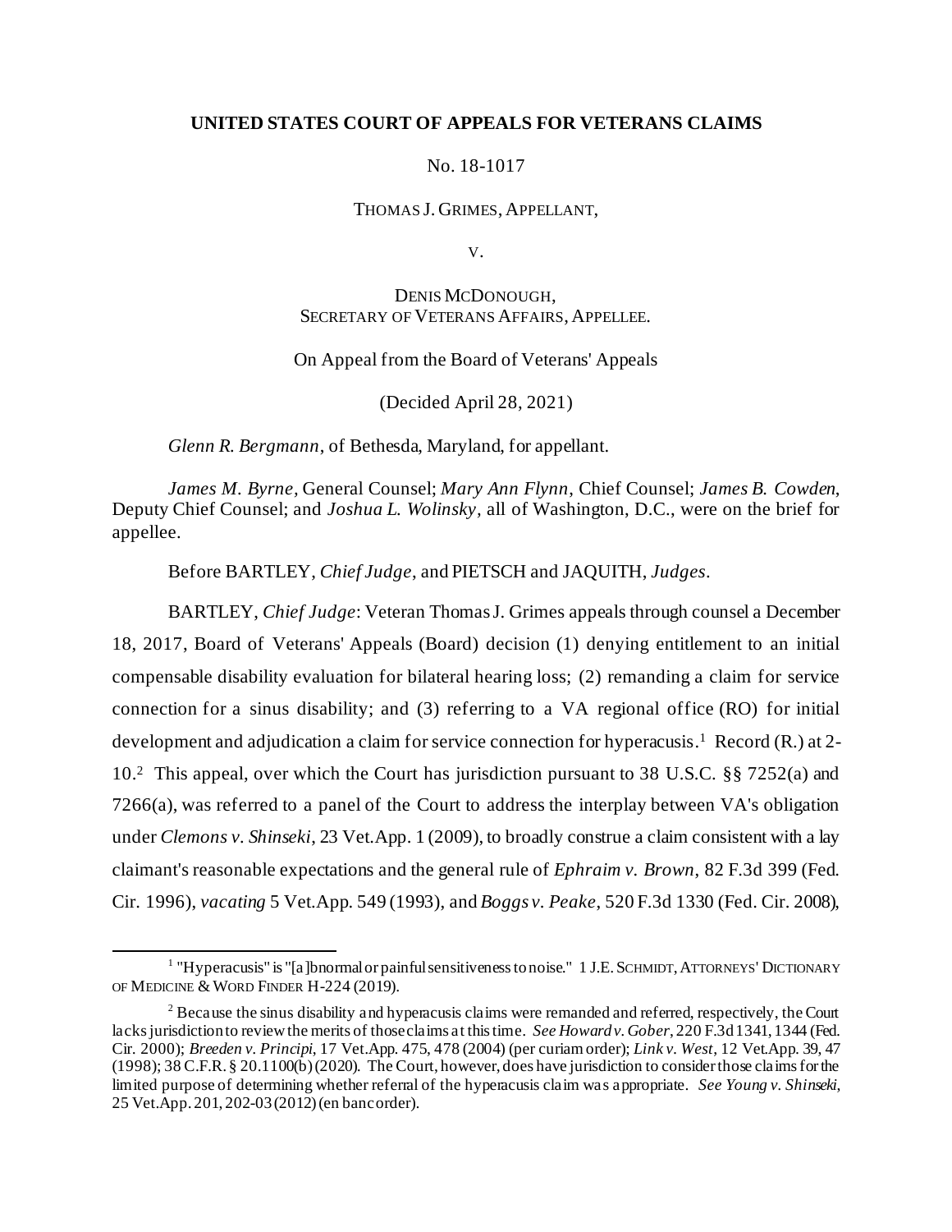**UNITED STATES COURT OF APPEALS FOR VETERANS CLAIMS**

No. 18-1017

THOMAS J. GRIMES, APPELLANT,

V.

DENIS MCDONOUGH,
SECRETARY OF VETERANS AFFAIRS, APPELLEE.

On Appeal from the Board of Veterans' Appeals

(Decided April 28, 2021)

*Glenn R. Bergmann*, of Bethesda, Maryland, for appellant.

*James M. Byrne*, General Counsel; *Mary Ann Flynn*, Chief Counsel; *James B. Cowden*, Deputy Chief Counsel; and *Joshua L. Wolinsky*, all of Washington, D.C., were on the brief for appellee.

Before BARTLEY, *Chief Judge*, and PIETSCH and JAQUITH, *Judges*.

BARTLEY, *Chief Judge*: Veteran Thomas J. Grimes appeals through counsel a December 18, 2017, Board of Veterans' Appeals (Board) decision (1) denying entitlement to an initial compensable disability evaluation for bilateral hearing loss; (2) remanding a claim for service connection for a sinus disability; and (3) referring to a VA regional office (RO) for initial development and adjudication a claim for service connection for hyperacusis.[1] Record (R.) at 2-10.[2] This appeal, over which the Court has jurisdiction pursuant to 38 U.S.C. §§ 7252(a) and 7266(a), was referred to a panel of the Court to address the interplay between VA's obligation under *Clemons v. Shinseki*, 23 Vet.App. 1 (2009), to broadly construe a claim consistent with a lay claimant's reasonable expectations and the general rule of *Ephraim v. Brown*, 82 F.3d 399 (Fed. Cir. 1996), *vacating* 5 Vet.App. 549 (1993), and *Boggs v. Peake*, 520 F.3d 1330 (Fed. Cir. 2008),

[1] "Hyperacusis" is "[a]bnormal or painful sensitiveness to noise." 1 J.E. SCHMIDT, ATTORNEYS' DICTIONARY OF MEDICINE & WORD FINDER H-224 (2019).

[2] Because the sinus disability and hyperacusis claims were remanded and referred, respectively, the Court lacks jurisdiction to review the merits of those claims at this time. *See Howard v. Gober*, 220 F.3d 1341, 1344 (Fed. Cir. 2000); *Breeden v. Principi*, 17 Vet.App. 475, 478 (2004) (per curiam order); *Link v. West*, 12 Vet.App. 39, 47 (1998); 38 C.F.R. § 20.1100(b) (2020). The Court, however, does have jurisdiction to consider those claims for the limited purpose of determining whether referral of the hyperacusis claim was appropriate. *See Young v. Shinseki*, 25 Vet.App. 201, 202-03 (2012) (en banc order).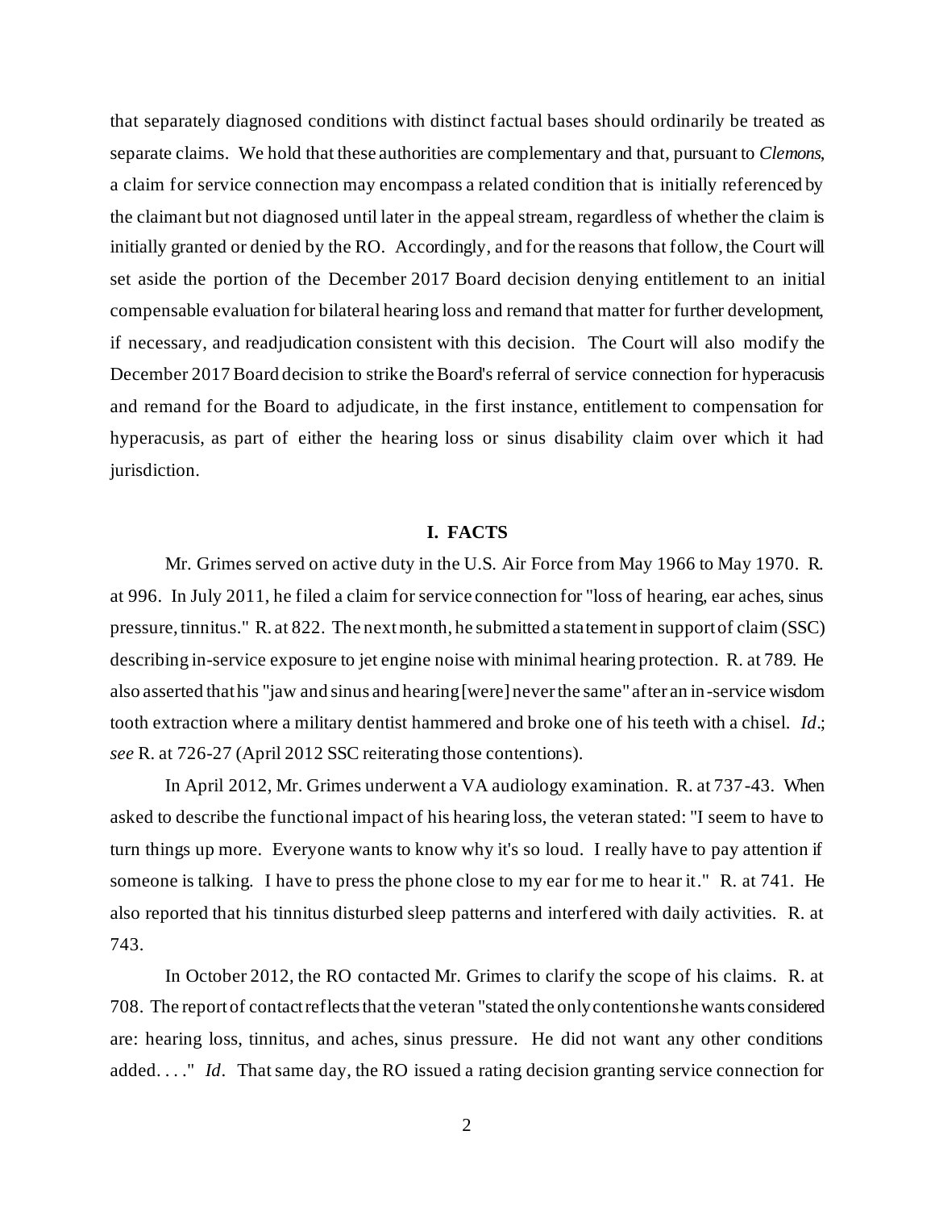that separately diagnosed conditions with distinct factual bases should ordinarily be treated as separate claims. We hold that these authorities are complementary and that, pursuant to *Clemons*, a claim for service connection may encompass a related condition that is initially referenced by the claimant but not diagnosed until later in the appeal stream, regardless of whether the claim is initially granted or denied by the RO. Accordingly, and for the reasons that follow, the Court will set aside the portion of the December 2017 Board decision denying entitlement to an initial compensable evaluation for bilateral hearing loss and remand that matter for further development, if necessary, and readjudication consistent with this decision. The Court will also modify the December 2017 Board decision to strike the Board's referral of service connection for hyperacusis and remand for the Board to adjudicate, in the first instance, entitlement to compensation for hyperacusis, as part of either the hearing loss or sinus disability claim over which it had jurisdiction.

## I. FACTS

Mr. Grimes served on active duty in the U.S. Air Force from May 1966 to May 1970. R. at 996. In July 2011, he filed a claim for service connection for "loss of hearing, ear aches, sinus pressure, tinnitus." R. at 822. The next month, he submitted a statement in support of claim (SSC) describing in-service exposure to jet engine noise with minimal hearing protection. R. at 789. He also asserted that his "jaw and sinus and hearing [were] never the same" after an in-service wisdom tooth extraction where a military dentist hammered and broke one of his teeth with a chisel. *Id*.; *see* R. at 726-27 (April 2012 SSC reiterating those contentions).

In April 2012, Mr. Grimes underwent a VA audiology examination. R. at 737-43. When asked to describe the functional impact of his hearing loss, the veteran stated: "I seem to have to turn things up more. Everyone wants to know why it's so loud. I really have to pay attention if someone is talking. I have to press the phone close to my ear for me to hear it." R. at 741. He also reported that his tinnitus disturbed sleep patterns and interfered with daily activities. R. at 743.

In October 2012, the RO contacted Mr. Grimes to clarify the scope of his claims. R. at 708. The report of contact reflects that the veteran "stated the only contentions he wants considered are: hearing loss, tinnitus, and aches, sinus pressure. He did not want any other conditions added. . . ." *Id*. That same day, the RO issued a rating decision granting service connection for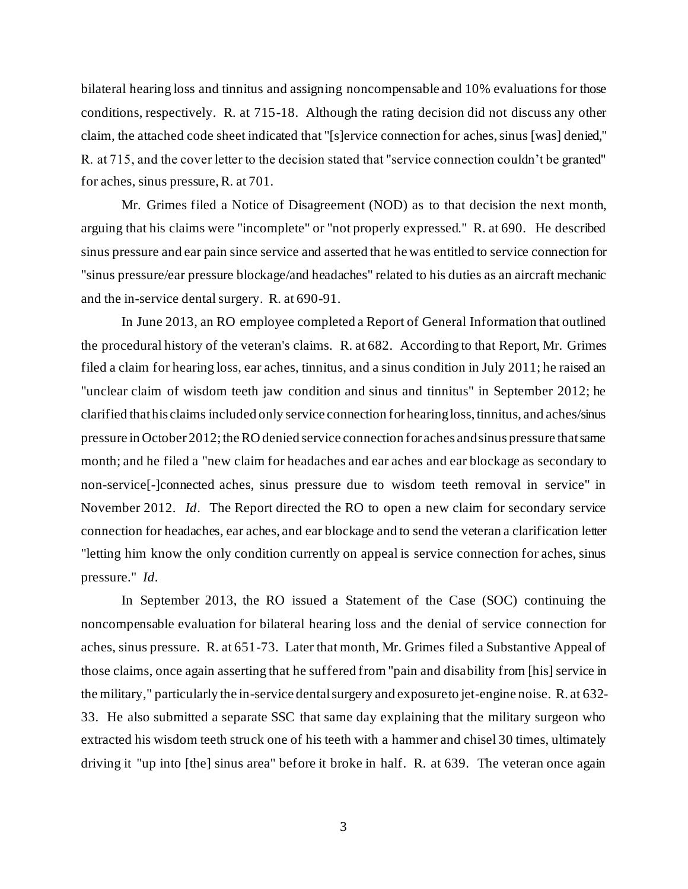bilateral hearing loss and tinnitus and assigning noncompensable and 10% evaluations for those conditions, respectively. R. at 715-18. Although the rating decision did not discuss any other claim, the attached code sheet indicated that "[s]ervice connection for aches, sinus [was] denied," R. at 715, and the cover letter to the decision stated that "service connection couldn't be granted" for aches, sinus pressure, R. at 701.

Mr. Grimes filed a Notice of Disagreement (NOD) as to that decision the next month, arguing that his claims were "incomplete" or "not properly expressed." R. at 690. He described sinus pressure and ear pain since service and asserted that he was entitled to service connection for "sinus pressure/ear pressure blockage/and headaches" related to his duties as an aircraft mechanic and the in-service dental surgery. R. at 690-91.

In June 2013, an RO employee completed a Report of General Information that outlined the procedural history of the veteran's claims. R. at 682. According to that Report, Mr. Grimes filed a claim for hearing loss, ear aches, tinnitus, and a sinus condition in July 2011; he raised an "unclear claim of wisdom teeth jaw condition and sinus and tinnitus" in September 2012; he clarified that his claims included only service connection for hearing loss, tinnitus, and aches/sinus pressure in October 2012; the RO denied service connection for aches and sinus pressure that same month; and he filed a "new claim for headaches and ear aches and ear blockage as secondary to non-service[-]connected aches, sinus pressure due to wisdom teeth removal in service" in November 2012. *Id*. The Report directed the RO to open a new claim for secondary service connection for headaches, ear aches, and ear blockage and to send the veteran a clarification letter "letting him know the only condition currently on appeal is service connection for aches, sinus pressure." *Id*.

In September 2013, the RO issued a Statement of the Case (SOC) continuing the noncompensable evaluation for bilateral hearing loss and the denial of service connection for aches, sinus pressure. R. at 651-73. Later that month, Mr. Grimes filed a Substantive Appeal of those claims, once again asserting that he suffered from "pain and disability from [his] service in the military," particularly the in-service dental surgery and exposure to jet-engine noise. R. at 632-33. He also submitted a separate SSC that same day explaining that the military surgeon who extracted his wisdom teeth struck one of his teeth with a hammer and chisel 30 times, ultimately driving it "up into [the] sinus area" before it broke in half. R. at 639. The veteran once again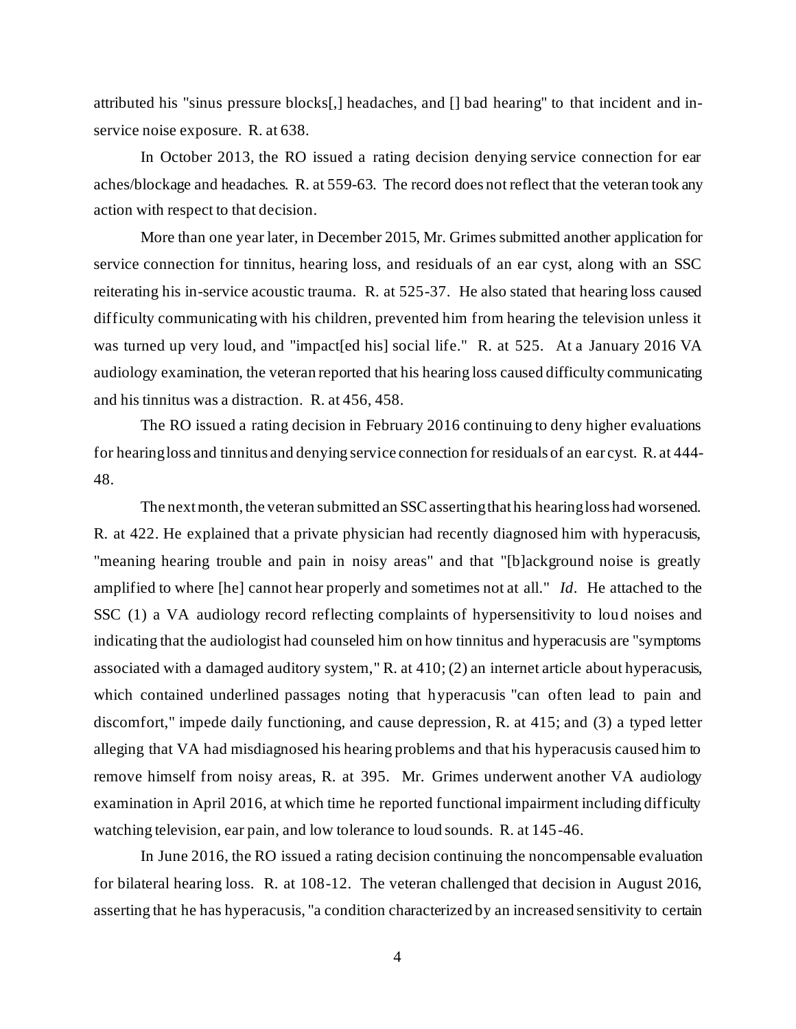attributed his "sinus pressure blocks[,] headaches, and [] bad hearing" to that incident and in-service noise exposure. R. at 638.

In October 2013, the RO issued a rating decision denying service connection for ear aches/blockage and headaches. R. at 559-63. The record does not reflect that the veteran took any action with respect to that decision.

More than one year later, in December 2015, Mr. Grimes submitted another application for service connection for tinnitus, hearing loss, and residuals of an ear cyst, along with an SSC reiterating his in-service acoustic trauma. R. at 525-37. He also stated that hearing loss caused difficulty communicating with his children, prevented him from hearing the television unless it was turned up very loud, and "impact[ed his] social life." R. at 525. At a January 2016 VA audiology examination, the veteran reported that his hearing loss caused difficulty communicating and his tinnitus was a distraction. R. at 456, 458.

The RO issued a rating decision in February 2016 continuing to deny higher evaluations for hearing loss and tinnitus and denying service connection for residuals of an ear cyst. R. at 444-48.

The next month, the veteran submitted an SSC asserting that his hearing loss had worsened. R. at 422. He explained that a private physician had recently diagnosed him with hyperacusis, "meaning hearing trouble and pain in noisy areas" and that "[b]ackground noise is greatly amplified to where [he] cannot hear properly and sometimes not at all." *Id*. He attached to the SSC (1) a VA audiology record reflecting complaints of hypersensitivity to loud noises and indicating that the audiologist had counseled him on how tinnitus and hyperacusis are "symptoms associated with a damaged auditory system," R. at 410; (2) an internet article about hyperacusis, which contained underlined passages noting that hyperacusis "can often lead to pain and discomfort," impede daily functioning, and cause depression, R. at 415; and (3) a typed letter alleging that VA had misdiagnosed his hearing problems and that his hyperacusis caused him to remove himself from noisy areas, R. at 395. Mr. Grimes underwent another VA audiology examination in April 2016, at which time he reported functional impairment including difficulty watching television, ear pain, and low tolerance to loud sounds. R. at 145-46.

In June 2016, the RO issued a rating decision continuing the noncompensable evaluation for bilateral hearing loss. R. at 108-12. The veteran challenged that decision in August 2016, asserting that he has hyperacusis, "a condition characterized by an increased sensitivity to certain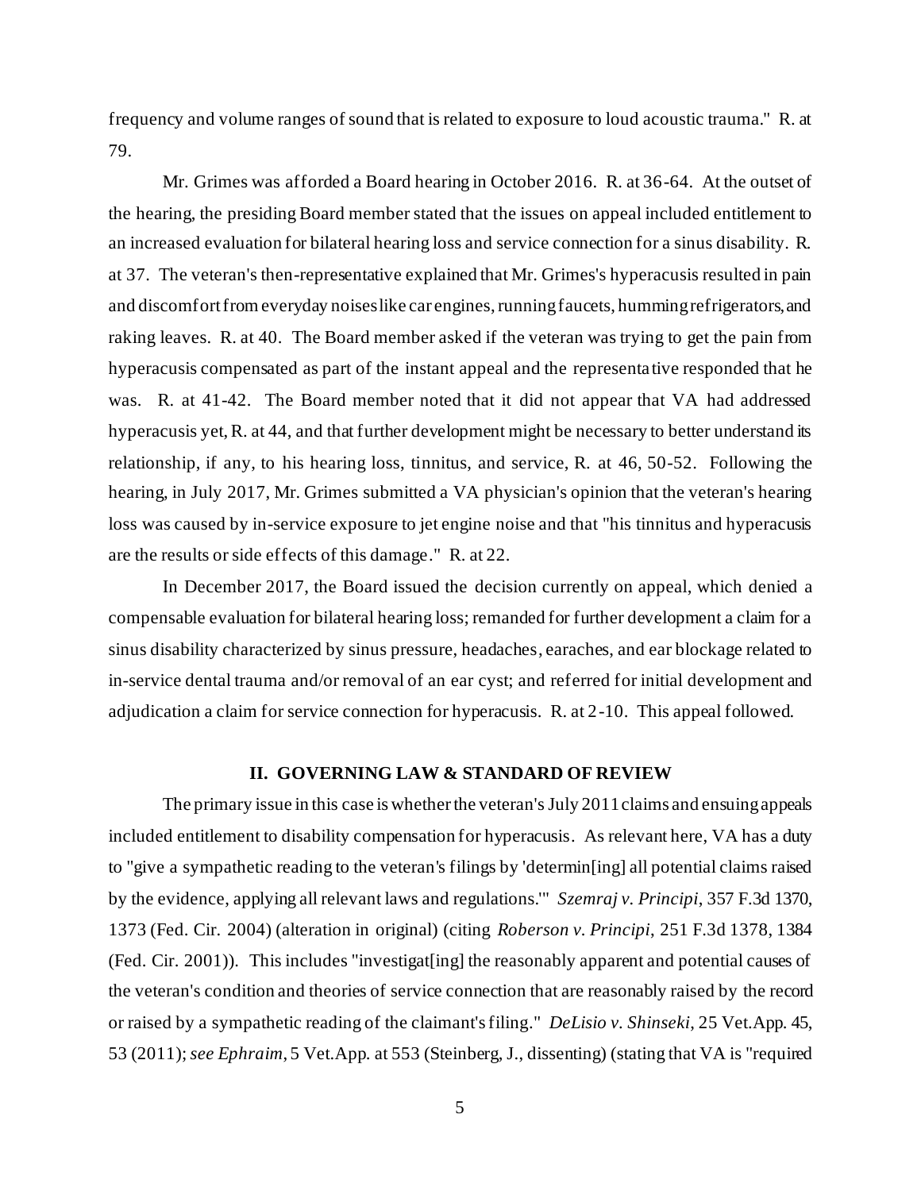frequency and volume ranges of sound that is related to exposure to loud acoustic trauma." R. at 79.

Mr. Grimes was afforded a Board hearing in October 2016. R. at 36-64. At the outset of the hearing, the presiding Board member stated that the issues on appeal included entitlement to an increased evaluation for bilateral hearing loss and service connection for a sinus disability. R. at 37. The veteran's then-representative explained that Mr. Grimes's hyperacusis resulted in pain and discomfort from everyday noises like car engines, running faucets, humming refrigerators, and raking leaves. R. at 40. The Board member asked if the veteran was trying to get the pain from hyperacusis compensated as part of the instant appeal and the representative responded that he was. R. at 41-42. The Board member noted that it did not appear that VA had addressed hyperacusis yet, R. at 44, and that further development might be necessary to better understand its relationship, if any, to his hearing loss, tinnitus, and service, R. at 46, 50-52. Following the hearing, in July 2017, Mr. Grimes submitted a VA physician's opinion that the veteran's hearing loss was caused by in-service exposure to jet engine noise and that "his tinnitus and hyperacusis are the results or side effects of this damage." R. at 22.

In December 2017, the Board issued the decision currently on appeal, which denied a compensable evaluation for bilateral hearing loss; remanded for further development a claim for a sinus disability characterized by sinus pressure, headaches, earaches, and ear blockage related to in-service dental trauma and/or removal of an ear cyst; and referred for initial development and adjudication a claim for service connection for hyperacusis. R. at 2-10. This appeal followed.

## II. GOVERNING LAW & STANDARD OF REVIEW

The primary issue in this case is whether the veteran's July 2011 claims and ensuing appeals included entitlement to disability compensation for hyperacusis. As relevant here, VA has a duty to "give a sympathetic reading to the veteran's filings by 'determin[ing] all potential claims raised by the evidence, applying all relevant laws and regulations.'" *Szemraj v. Principi*, 357 F.3d 1370, 1373 (Fed. Cir. 2004) (alteration in original) (citing *Roberson v. Principi*, 251 F.3d 1378, 1384 (Fed. Cir. 2001)). This includes "investigat[ing] the reasonably apparent and potential causes of the veteran's condition and theories of service connection that are reasonably raised by the record or raised by a sympathetic reading of the claimant's filing." *DeLisio v. Shinseki*, 25 Vet.App. 45, 53 (2011); *see Ephraim*, 5 Vet.App. at 553 (Steinberg, J., dissenting) (stating that VA is "required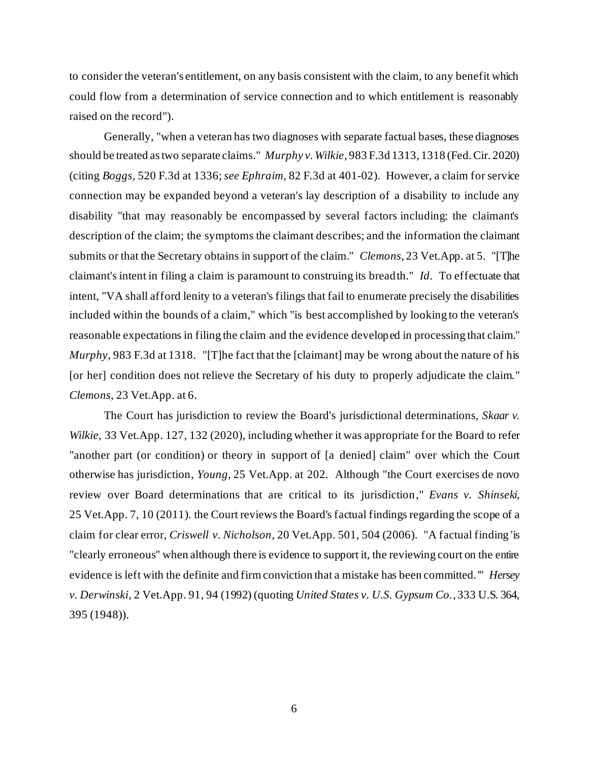to consider the veteran's entitlement, on any basis consistent with the claim, to any benefit which could flow from a determination of service connection and to which entitlement is reasonably raised on the record").

Generally, "when a veteran has two diagnoses with separate factual bases, these diagnoses should be treated as two separate claims." *Murphy v. Wilkie*, 983 F.3d 1313, 1318 (Fed. Cir. 2020) (citing *Boggs*, 520 F.3d at 1336; *see Ephraim*, 82 F.3d at 401-02). However, a claim for service connection may be expanded beyond a veteran's lay description of a disability to include any disability "that may reasonably be encompassed by several factors including: the claimant's description of the claim; the symptoms the claimant describes; and the information the claimant submits or that the Secretary obtains in support of the claim." *Clemons*, 23 Vet.App. at 5. "[T]he claimant's intent in filing a claim is paramount to construing its breadth." *Id*. To effectuate that intent, "VA shall afford lenity to a veteran's filings that fail to enumerate precisely the disabilities included within the bounds of a claim," which "is best accomplished by looking to the veteran's reasonable expectations in filing the claim and the evidence developed in processing that claim." *Murphy*, 983 F.3d at 1318. "[T]he fact that the [claimant] may be wrong about the nature of his [or her] condition does not relieve the Secretary of his duty to properly adjudicate the claim." *Clemons*, 23 Vet.App. at 6.

The Court has jurisdiction to review the Board's jurisdictional determinations, *Skaar v. Wilkie*, 33 Vet.App. 127, 132 (2020), including whether it was appropriate for the Board to refer "another part (or condition) or theory in support of [a denied] claim" over which the Court otherwise has jurisdiction, *Young*, 25 Vet.App. at 202. Although "the Court exercises de novo review over Board determinations that are critical to its jurisdiction," *Evans v. Shinseki*, 25 Vet.App. 7, 10 (2011). the Court reviews the Board's factual findings regarding the scope of a claim for clear error, *Criswell v. Nicholson*, 20 Vet.App. 501, 504 (2006). "A factual finding 'is "clearly erroneous" when although there is evidence to support it, the reviewing court on the entire evidence is left with the definite and firm conviction that a mistake has been committed.'" *Hersey v. Derwinski*, 2 Vet.App. 91, 94 (1992) (quoting *United States v. U.S. Gypsum Co.*, 333 U.S. 364, 395 (1948)).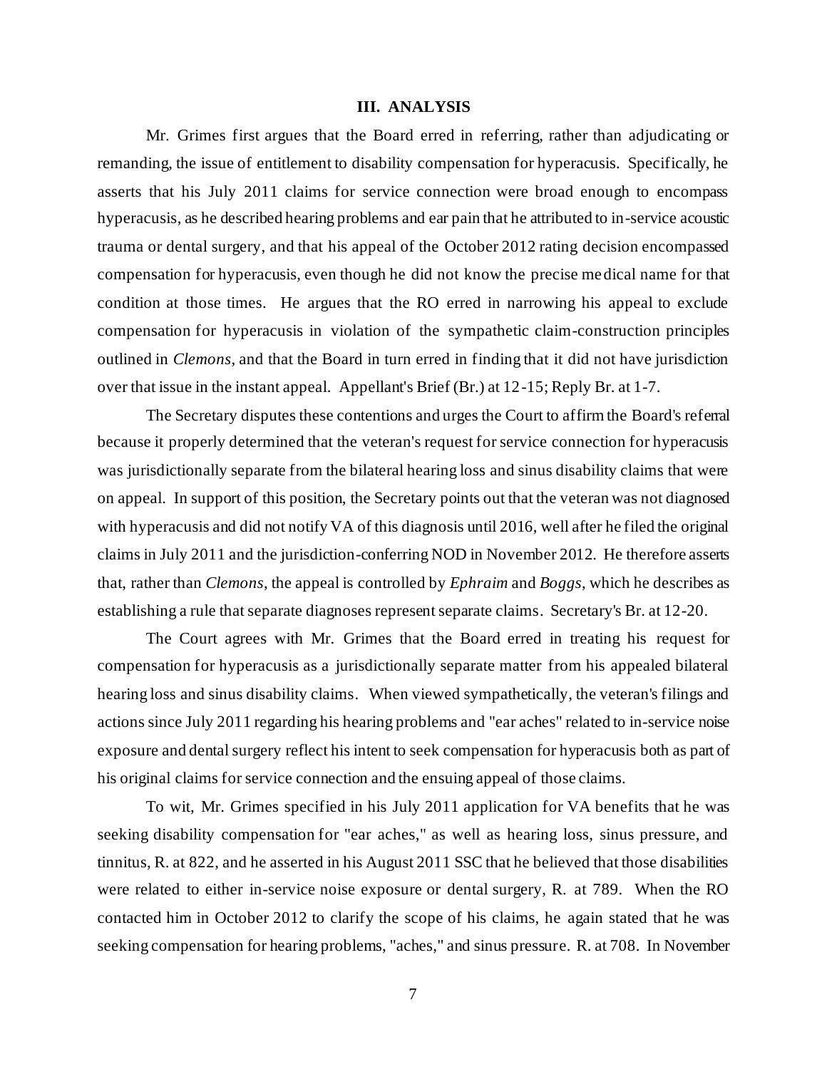## III. ANALYSIS

Mr. Grimes first argues that the Board erred in referring, rather than adjudicating or remanding, the issue of entitlement to disability compensation for hyperacusis. Specifically, he asserts that his July 2011 claims for service connection were broad enough to encompass hyperacusis, as he described hearing problems and ear pain that he attributed to in-service acoustic trauma or dental surgery, and that his appeal of the October 2012 rating decision encompassed compensation for hyperacusis, even though he did not know the precise medical name for that condition at those times. He argues that the RO erred in narrowing his appeal to exclude compensation for hyperacusis in violation of the sympathetic claim-construction principles outlined in *Clemons*, and that the Board in turn erred in finding that it did not have jurisdiction over that issue in the instant appeal. Appellant's Brief (Br.) at 12-15; Reply Br. at 1-7.

The Secretary disputes these contentions and urges the Court to affirm the Board's referral because it properly determined that the veteran's request for service connection for hyperacusis was jurisdictionally separate from the bilateral hearing loss and sinus disability claims that were on appeal. In support of this position, the Secretary points out that the veteran was not diagnosed with hyperacusis and did not notify VA of this diagnosis until 2016, well after he filed the original claims in July 2011 and the jurisdiction-conferring NOD in November 2012. He therefore asserts that, rather than *Clemons*, the appeal is controlled by *Ephraim* and *Boggs*, which he describes as establishing a rule that separate diagnoses represent separate claims. Secretary's Br. at 12-20.

The Court agrees with Mr. Grimes that the Board erred in treating his request for compensation for hyperacusis as a jurisdictionally separate matter from his appealed bilateral hearing loss and sinus disability claims. When viewed sympathetically, the veteran's filings and actions since July 2011 regarding his hearing problems and "ear aches" related to in-service noise exposure and dental surgery reflect his intent to seek compensation for hyperacusis both as part of his original claims for service connection and the ensuing appeal of those claims.

To wit, Mr. Grimes specified in his July 2011 application for VA benefits that he was seeking disability compensation for "ear aches," as well as hearing loss, sinus pressure, and tinnitus, R. at 822, and he asserted in his August 2011 SSC that he believed that those disabilities were related to either in-service noise exposure or dental surgery, R. at 789. When the RO contacted him in October 2012 to clarify the scope of his claims, he again stated that he was seeking compensation for hearing problems, "aches," and sinus pressure. R. at 708. In November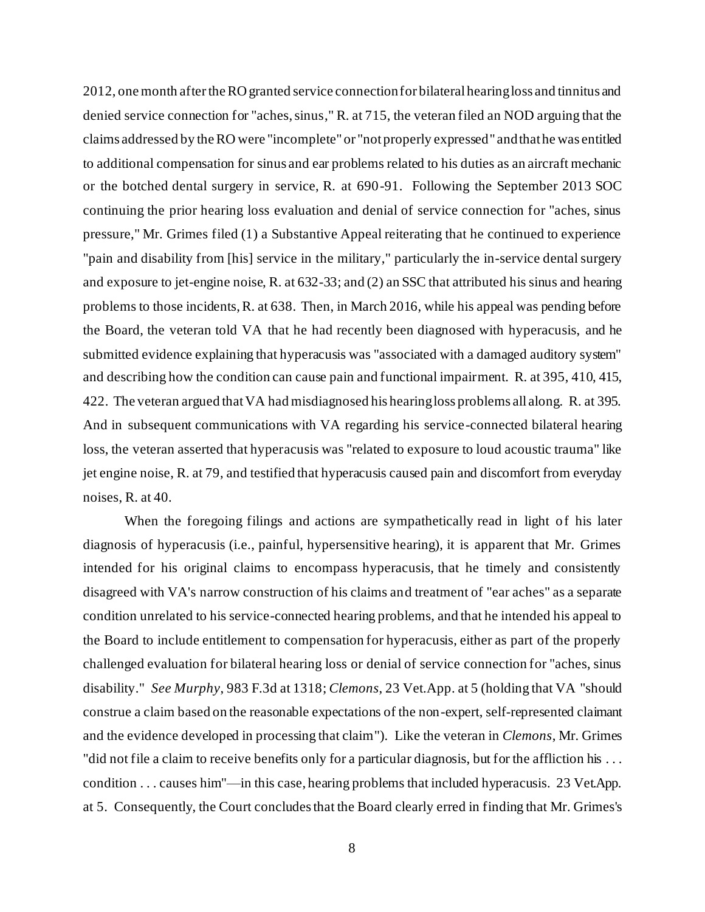2012, one month after the RO granted service connection for bilateral hearing loss and tinnitus and denied service connection for "aches, sinus," R. at 715, the veteran filed an NOD arguing that the claims addressed by the RO were "incomplete" or "not properly expressed" and that he was entitled to additional compensation for sinus and ear problems related to his duties as an aircraft mechanic or the botched dental surgery in service, R. at 690-91. Following the September 2013 SOC continuing the prior hearing loss evaluation and denial of service connection for "aches, sinus pressure," Mr. Grimes filed (1) a Substantive Appeal reiterating that he continued to experience "pain and disability from [his] service in the military," particularly the in-service dental surgery and exposure to jet-engine noise, R. at 632-33; and (2) an SSC that attributed his sinus and hearing problems to those incidents, R. at 638. Then, in March 2016, while his appeal was pending before the Board, the veteran told VA that he had recently been diagnosed with hyperacusis, and he submitted evidence explaining that hyperacusis was "associated with a damaged auditory system" and describing how the condition can cause pain and functional impairment. R. at 395, 410, 415, 422. The veteran argued that VA had misdiagnosed his hearing loss problems all along. R. at 395. And in subsequent communications with VA regarding his service-connected bilateral hearing loss, the veteran asserted that hyperacusis was "related to exposure to loud acoustic trauma" like jet engine noise, R. at 79, and testified that hyperacusis caused pain and discomfort from everyday noises, R. at 40.

When the foregoing filings and actions are sympathetically read in light of his later diagnosis of hyperacusis (i.e., painful, hypersensitive hearing), it is apparent that Mr. Grimes intended for his original claims to encompass hyperacusis, that he timely and consistently disagreed with VA's narrow construction of his claims and treatment of "ear aches" as a separate condition unrelated to his service-connected hearing problems, and that he intended his appeal to the Board to include entitlement to compensation for hyperacusis, either as part of the properly challenged evaluation for bilateral hearing loss or denial of service connection for "aches, sinus disability." *See Murphy*, 983 F.3d at 1318; *Clemons*, 23 Vet.App. at 5 (holding that VA "should construe a claim based on the reasonable expectations of the non-expert, self-represented claimant and the evidence developed in processing that claim"). Like the veteran in *Clemons*, Mr. Grimes "did not file a claim to receive benefits only for a particular diagnosis, but for the affliction his . . . condition . . . causes him"—in this case, hearing problems that included hyperacusis. 23 Vet.App. at 5. Consequently, the Court concludes that the Board clearly erred in finding that Mr. Grimes's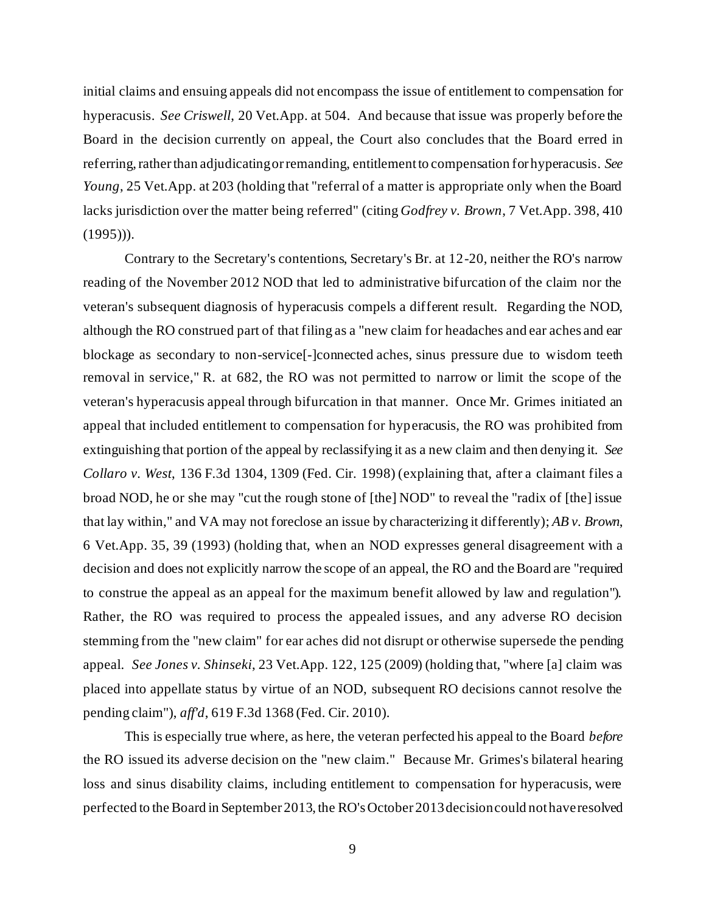initial claims and ensuing appeals did not encompass the issue of entitlement to compensation for hyperacusis. *See Criswell*, 20 Vet.App. at 504. And because that issue was properly before the Board in the decision currently on appeal, the Court also concludes that the Board erred in referring, rather than adjudicating or remanding, entitlement to compensation for hyperacusis. *See Young*, 25 Vet.App. at 203 (holding that "referral of a matter is appropriate only when the Board lacks jurisdiction over the matter being referred" (citing *Godfrey v. Brown*, 7 Vet.App. 398, 410 (1995))).

Contrary to the Secretary's contentions, Secretary's Br. at 12-20, neither the RO's narrow reading of the November 2012 NOD that led to administrative bifurcation of the claim nor the veteran's subsequent diagnosis of hyperacusis compels a different result. Regarding the NOD, although the RO construed part of that filing as a "new claim for headaches and ear aches and ear blockage as secondary to non-service[-]connected aches, sinus pressure due to wisdom teeth removal in service," R. at 682, the RO was not permitted to narrow or limit the scope of the veteran's hyperacusis appeal through bifurcation in that manner. Once Mr. Grimes initiated an appeal that included entitlement to compensation for hyperacusis, the RO was prohibited from extinguishing that portion of the appeal by reclassifying it as a new claim and then denying it. *See Collaro v. West*, 136 F.3d 1304, 1309 (Fed. Cir. 1998) (explaining that, after a claimant files a broad NOD, he or she may "cut the rough stone of [the] NOD" to reveal the "radix of [the] issue that lay within," and VA may not foreclose an issue by characterizing it differently); *AB v. Brown*, 6 Vet.App. 35, 39 (1993) (holding that, when an NOD expresses general disagreement with a decision and does not explicitly narrow the scope of an appeal, the RO and the Board are "required to construe the appeal as an appeal for the maximum benefit allowed by law and regulation"). Rather, the RO was required to process the appealed issues, and any adverse RO decision stemming from the "new claim" for ear aches did not disrupt or otherwise supersede the pending appeal. *See Jones v. Shinseki*, 23 Vet.App. 122, 125 (2009) (holding that, "where [a] claim was placed into appellate status by virtue of an NOD, subsequent RO decisions cannot resolve the pending claim"), *aff'd*, 619 F.3d 1368 (Fed. Cir. 2010).

This is especially true where, as here, the veteran perfected his appeal to the Board *before* the RO issued its adverse decision on the "new claim." Because Mr. Grimes's bilateral hearing loss and sinus disability claims, including entitlement to compensation for hyperacusis, were perfected to the Board in September 2013, the RO's October 2013 decision could not have resolved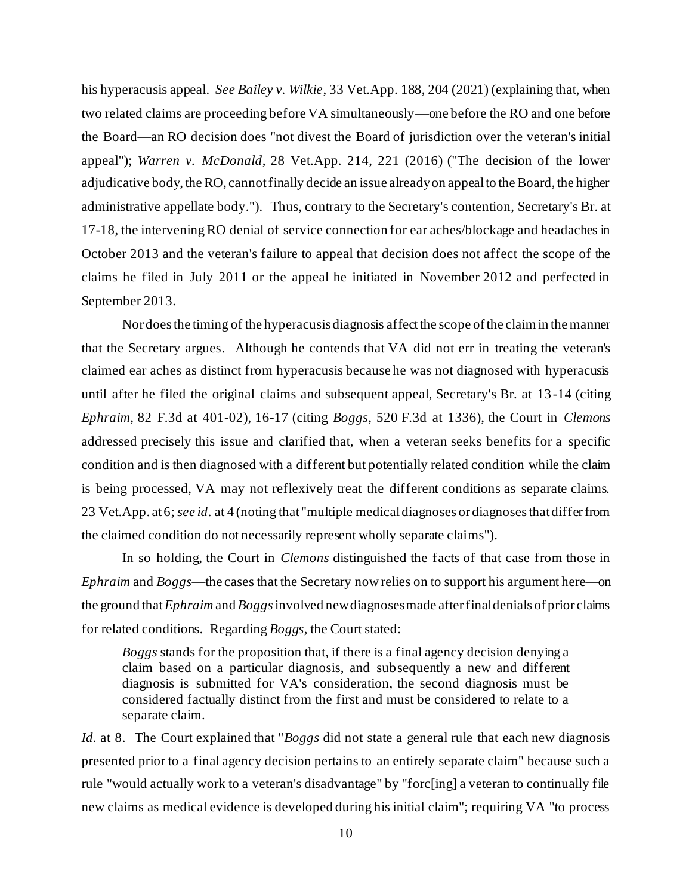his hyperacusis appeal. *See Bailey v. Wilkie*, 33 Vet.App. 188, 204 (2021) (explaining that, when two related claims are proceeding before VA simultaneously—one before the RO and one before the Board—an RO decision does "not divest the Board of jurisdiction over the veteran's initial appeal"); *Warren v. McDonald*, 28 Vet.App. 214, 221 (2016) ("The decision of the lower adjudicative body, the RO, cannot finally decide an issue already on appeal to the Board, the higher administrative appellate body."). Thus, contrary to the Secretary's contention, Secretary's Br. at 17-18, the intervening RO denial of service connection for ear aches/blockage and headaches in October 2013 and the veteran's failure to appeal that decision does not affect the scope of the claims he filed in July 2011 or the appeal he initiated in November 2012 and perfected in September 2013.

Nor does the timing of the hyperacusis diagnosis affect the scope of the claim in the manner that the Secretary argues. Although he contends that VA did not err in treating the veteran's claimed ear aches as distinct from hyperacusis because he was not diagnosed with hyperacusis until after he filed the original claims and subsequent appeal, Secretary's Br. at 13-14 (citing *Ephraim*, 82 F.3d at 401-02), 16-17 (citing *Boggs*, 520 F.3d at 1336), the Court in *Clemons* addressed precisely this issue and clarified that, when a veteran seeks benefits for a specific condition and is then diagnosed with a different but potentially related condition while the claim is being processed, VA may not reflexively treat the different conditions as separate claims. 23 Vet.App. at 6; *see id*. at 4 (noting that "multiple medical diagnoses or diagnoses that differ from the claimed condition do not necessarily represent wholly separate claims").

In so holding, the Court in *Clemons* distinguished the facts of that case from those in *Ephraim* and *Boggs*—the cases that the Secretary now relies on to support his argument here—on the ground that *Ephraim* and *Boggs* involved new diagnoses made after final denials of prior claims for related conditions. Regarding *Boggs*, the Court stated:

> *Boggs* stands for the proposition that, if there is a final agency decision denying a claim based on a particular diagnosis, and subsequently a new and different diagnosis is submitted for VA's consideration, the second diagnosis must be considered factually distinct from the first and must be considered to relate to a separate claim.

*Id*. at 8. The Court explained that "*Boggs* did not state a general rule that each new diagnosis presented prior to a final agency decision pertains to an entirely separate claim" because such a rule "would actually work to a veteran's disadvantage" by "forc[ing] a veteran to continually file new claims as medical evidence is developed during his initial claim"; requiring VA "to process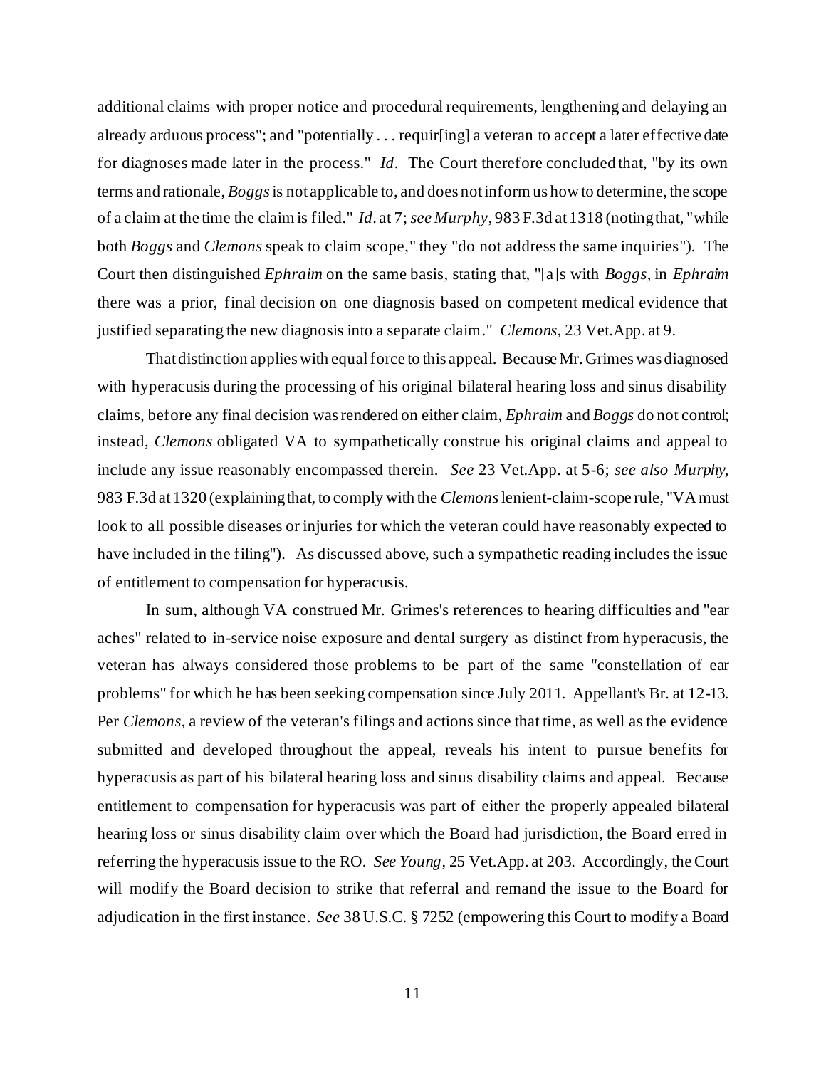additional claims with proper notice and procedural requirements, lengthening and delaying an already arduous process"; and "potentially . . . requir[ing] a veteran to accept a later effective date for diagnoses made later in the process." *Id*. The Court therefore concluded that, "by its own terms and rationale, *Boggs* is not applicable to, and does not inform us how to determine, the scope of a claim at the time the claim is filed." *Id*. at 7; *see Murphy*, 983 F.3d at 1318 (noting that, "while both *Boggs* and *Clemons* speak to claim scope," they "do not address the same inquiries"). The Court then distinguished *Ephraim* on the same basis, stating that, "[a]s with *Boggs*, in *Ephraim* there was a prior, final decision on one diagnosis based on competent medical evidence that justified separating the new diagnosis into a separate claim." *Clemons*, 23 Vet.App. at 9.

That distinction applies with equal force to this appeal. Because Mr. Grimes was diagnosed with hyperacusis during the processing of his original bilateral hearing loss and sinus disability claims, before any final decision was rendered on either claim, *Ephraim* and *Boggs* do not control; instead, *Clemons* obligated VA to sympathetically construe his original claims and appeal to include any issue reasonably encompassed therein. *See* 23 Vet.App. at 5-6; *see also Murphy*, 983 F.3d at 1320 (explaining that, to comply with the *Clemons* lenient-claim-scope rule, "VA must look to all possible diseases or injuries for which the veteran could have reasonably expected to have included in the filing"). As discussed above, such a sympathetic reading includes the issue of entitlement to compensation for hyperacusis.

In sum, although VA construed Mr. Grimes's references to hearing difficulties and "ear aches" related to in-service noise exposure and dental surgery as distinct from hyperacusis, the veteran has always considered those problems to be part of the same "constellation of ear problems" for which he has been seeking compensation since July 2011. Appellant's Br. at 12-13. Per *Clemons*, a review of the veteran's filings and actions since that time, as well as the evidence submitted and developed throughout the appeal, reveals his intent to pursue benefits for hyperacusis as part of his bilateral hearing loss and sinus disability claims and appeal. Because entitlement to compensation for hyperacusis was part of either the properly appealed bilateral hearing loss or sinus disability claim over which the Board had jurisdiction, the Board erred in referring the hyperacusis issue to the RO. *See Young*, 25 Vet.App. at 203. Accordingly, the Court will modify the Board decision to strike that referral and remand the issue to the Board for adjudication in the first instance. *See* 38 U.S.C. § 7252 (empowering this Court to modify a Board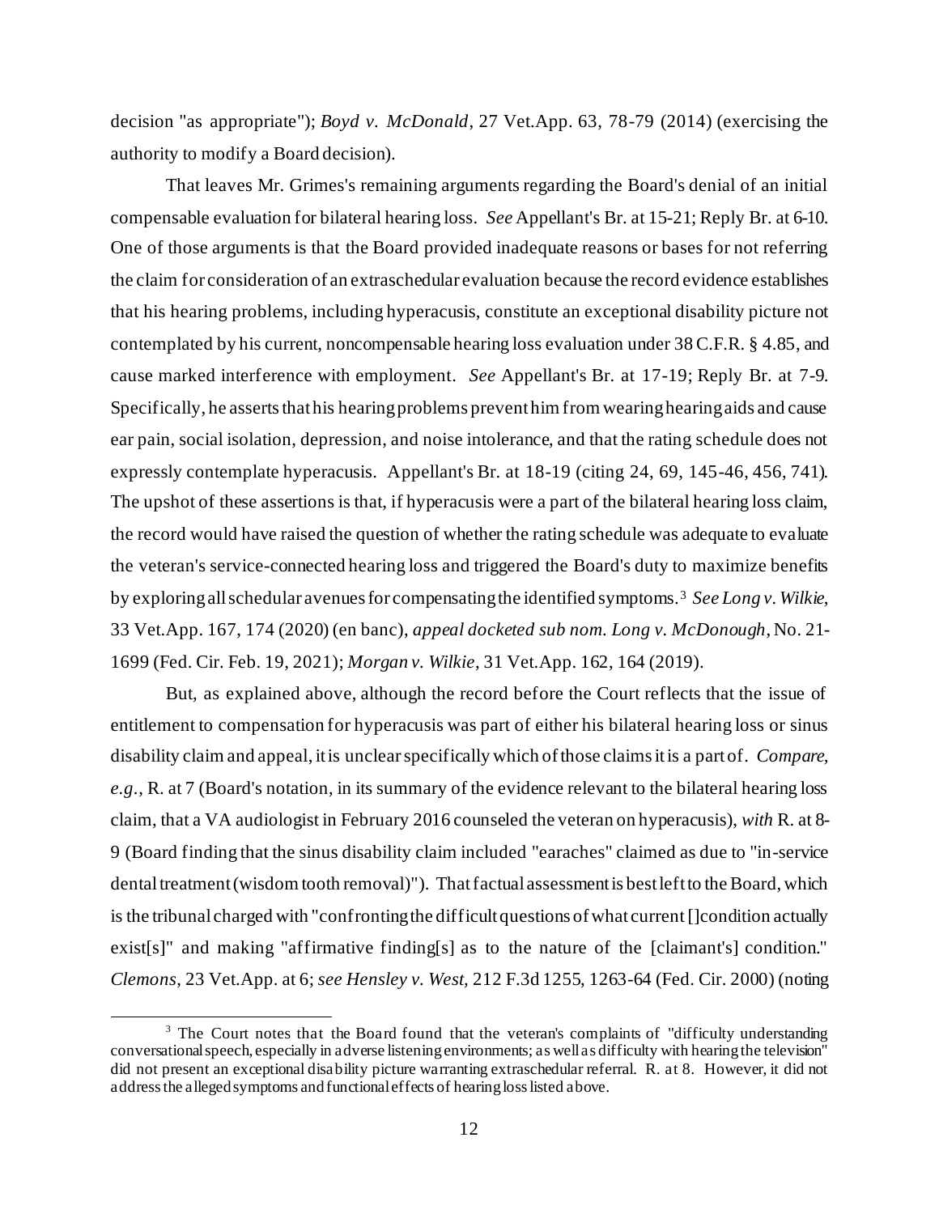decision "as appropriate"); *Boyd v. McDonald*, 27 Vet.App. 63, 78-79 (2014) (exercising the authority to modify a Board decision).

That leaves Mr. Grimes's remaining arguments regarding the Board's denial of an initial compensable evaluation for bilateral hearing loss. *See* Appellant's Br. at 15-21; Reply Br. at 6-10. One of those arguments is that the Board provided inadequate reasons or bases for not referring the claim for consideration of an extraschedular evaluation because the record evidence establishes that his hearing problems, including hyperacusis, constitute an exceptional disability picture not contemplated by his current, noncompensable hearing loss evaluation under 38 C.F.R. § 4.85, and cause marked interference with employment. *See* Appellant's Br. at 17-19; Reply Br. at 7-9. Specifically, he asserts that his hearing problems prevent him from wearing hearing aids and cause ear pain, social isolation, depression, and noise intolerance, and that the rating schedule does not expressly contemplate hyperacusis. Appellant's Br. at 18-19 (citing 24, 69, 145-46, 456, 741). The upshot of these assertions is that, if hyperacusis were a part of the bilateral hearing loss claim, the record would have raised the question of whether the rating schedule was adequate to evaluate the veteran's service-connected hearing loss and triggered the Board's duty to maximize benefits by exploring all schedular avenues for compensating the identified symptoms.[3] *See Long v. Wilkie*, 33 Vet.App. 167, 174 (2020) (en banc), *appeal docketed sub nom. Long v. McDonough*, No. 21-1699 (Fed. Cir. Feb. 19, 2021); *Morgan v. Wilkie*, 31 Vet.App. 162, 164 (2019).

But, as explained above, although the record before the Court reflects that the issue of entitlement to compensation for hyperacusis was part of either his bilateral hearing loss or sinus disability claim and appeal, it is unclear specifically which of those claims it is a part of. *Compare, e.g.*, R. at 7 (Board's notation, in its summary of the evidence relevant to the bilateral hearing loss claim, that a VA audiologist in February 2016 counseled the veteran on hyperacusis), *with* R. at 8-9 (Board finding that the sinus disability claim included "earaches" claimed as due to "in-service dental treatment (wisdom tooth removal)"). That factual assessment is best left to the Board, which is the tribunal charged with "confronting the difficult questions of what current []condition actually exist[s]" and making "affirmative finding[s] as to the nature of the [claimant's] condition." *Clemons*, 23 Vet.App. at 6; *see Hensley v. West*, 212 F.3d 1255, 1263-64 (Fed. Cir. 2000) (noting

---

[3] The Court notes that the Board found that the veteran's complaints of "difficulty understanding conversational speech, especially in adverse listening environments; as well as difficulty with hearing the television" did not present an exceptional disability picture warranting extraschedular referral. R. at 8. However, it did not address the alleged symptoms and functional effects of hearing loss listed above.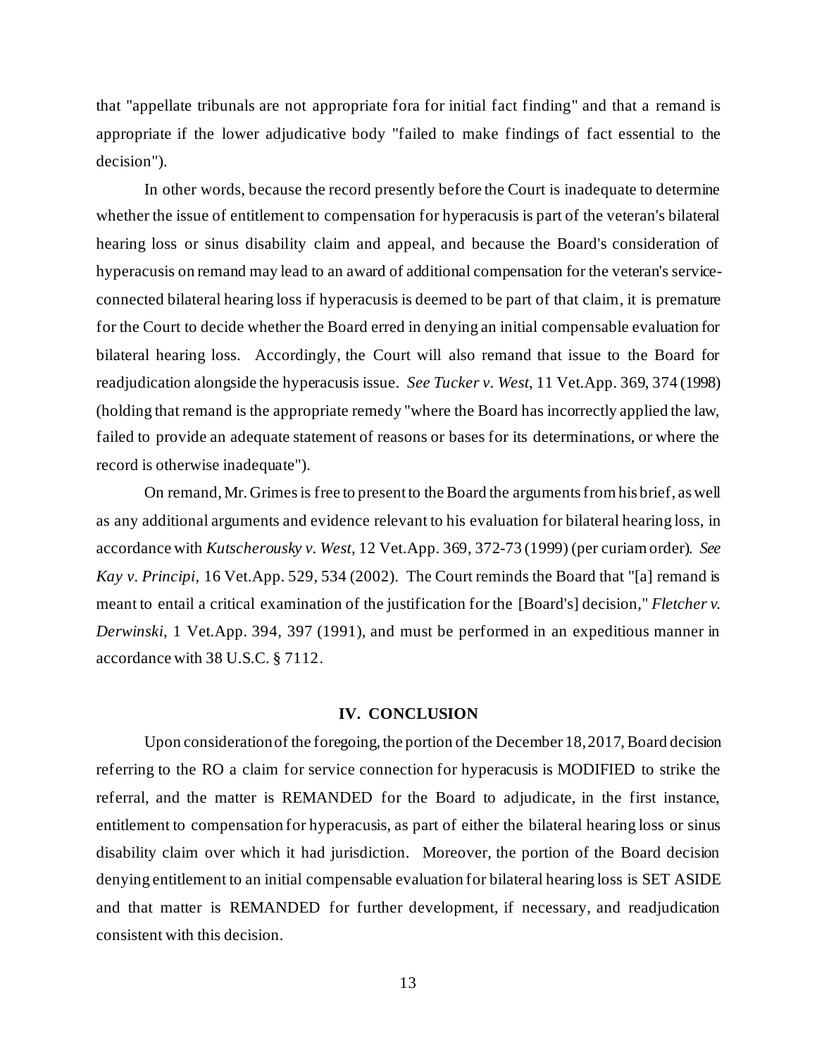that "appellate tribunals are not appropriate fora for initial fact finding" and that a remand is appropriate if the lower adjudicative body "failed to make findings of fact essential to the decision").

In other words, because the record presently before the Court is inadequate to determine whether the issue of entitlement to compensation for hyperacusis is part of the veteran's bilateral hearing loss or sinus disability claim and appeal, and because the Board's consideration of hyperacusis on remand may lead to an award of additional compensation for the veteran's service-connected bilateral hearing loss if hyperacusis is deemed to be part of that claim, it is premature for the Court to decide whether the Board erred in denying an initial compensable evaluation for bilateral hearing loss. Accordingly, the Court will also remand that issue to the Board for readjudication alongside the hyperacusis issue. *See Tucker v. West*, 11 Vet.App. 369, 374 (1998) (holding that remand is the appropriate remedy "where the Board has incorrectly applied the law, failed to provide an adequate statement of reasons or bases for its determinations, or where the record is otherwise inadequate").

On remand, Mr. Grimes is free to present to the Board the arguments from his brief, as well as any additional arguments and evidence relevant to his evaluation for bilateral hearing loss, in accordance with *Kutscherousky v. West*, 12 Vet.App. 369, 372-73 (1999) (per curiam order). *See Kay v. Principi*, 16 Vet.App. 529, 534 (2002). The Court reminds the Board that "[a] remand is meant to entail a critical examination of the justification for the [Board's] decision," *Fletcher v. Derwinski*, 1 Vet.App. 394, 397 (1991), and must be performed in an expeditious manner in accordance with 38 U.S.C. § 7112.

## IV. CONCLUSION

Upon consideration of the foregoing, the portion of the December 18, 2017, Board decision referring to the RO a claim for service connection for hyperacusis is MODIFIED to strike the referral, and the matter is REMANDED for the Board to adjudicate, in the first instance, entitlement to compensation for hyperacusis, as part of either the bilateral hearing loss or sinus disability claim over which it had jurisdiction. Moreover, the portion of the Board decision denying entitlement to an initial compensable evaluation for bilateral hearing loss is SET ASIDE and that matter is REMANDED for further development, if necessary, and readjudication consistent with this decision.